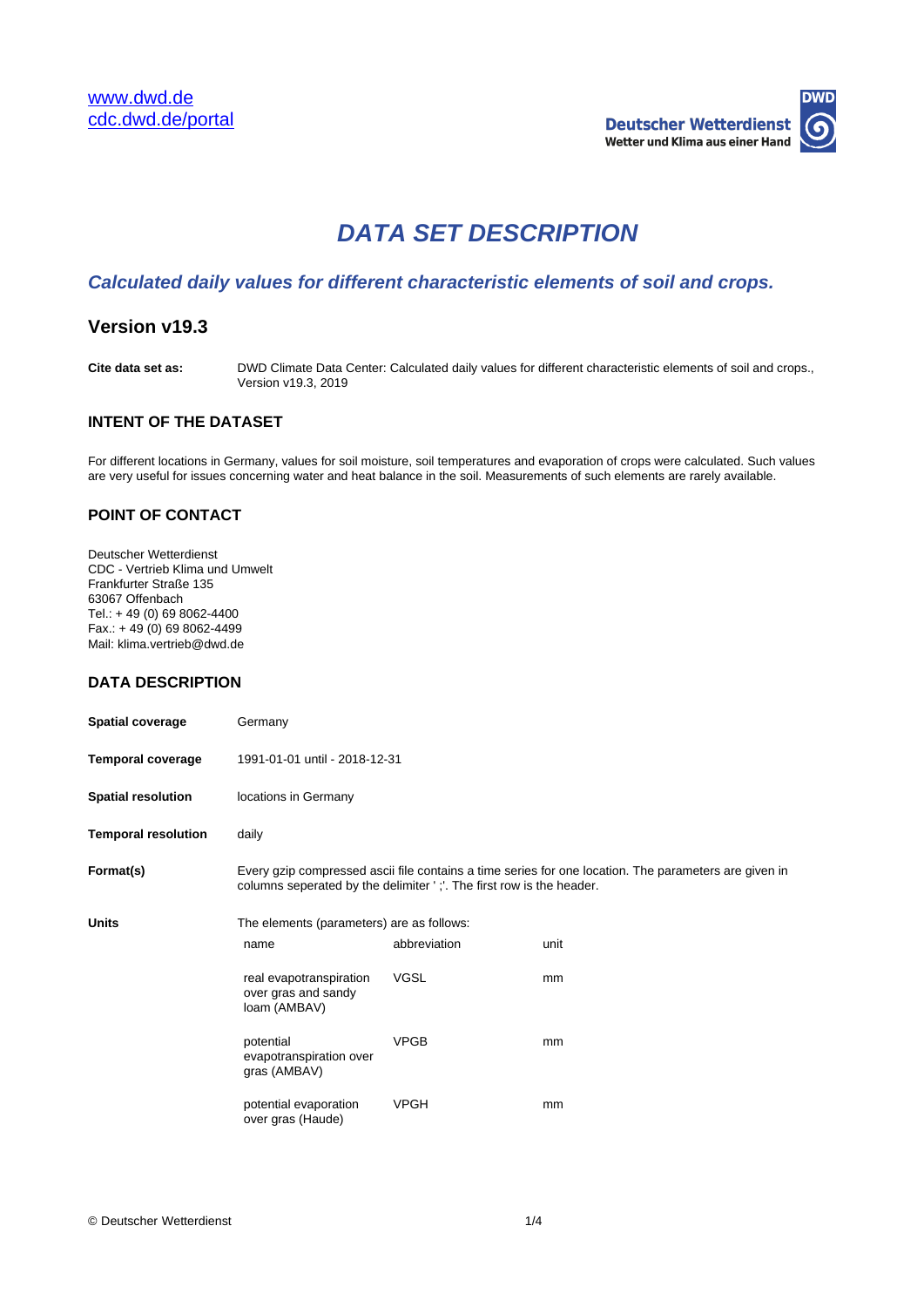www.dwd.de
cdc.dwd.de/portal

Deutscher Wetterdienst
Wetter und Klima aus einer Hand

# DATA SET DESCRIPTION

## Calculated daily values for different characteristic elements of soil and crops.

## Version v19.3

**Cite data set as:** DWD Climate Data Center: Calculated daily values for different characteristic elements of soil and crops., Version v19.3, 2019

### INTENT OF THE DATASET

For different locations in Germany, values for soil moisture, soil temperatures and evaporation of crops were calculated. Such values are very useful for issues concerning water and heat balance in the soil. Measurements of such elements are rarely available.

### POINT OF CONTACT

Deutscher Wetterdienst
CDC - Vertrieb Klima und Umwelt
Frankfurter Straße 135
63067 Offenbach
Tel.: + 49 (0) 69 8062-4400
Fax.: + 49 (0) 69 8062-4499
Mail: klima.vertrieb@dwd.de

### DATA DESCRIPTION

**Spatial coverage** Germany

**Temporal coverage** 1991-01-01 until - 2018-12-31

**Spatial resolution** locations in Germany

**Temporal resolution** daily

**Format(s)** Every gzip compressed ascii file contains a time series for one location. The parameters are given in columns seperated by the delimiter ' ;'. The first row is the header.

**Units** The elements (parameters) are as follows:

| name | abbreviation | unit |
|---|---|---|
| real evapotranspiration over gras and sandy loam (AMBAV) | VGSL | mm |
| potential evapotranspiration over gras (AMBAV) | VPGB | mm |
| potential evaporation over gras (Haude) | VPGH | mm |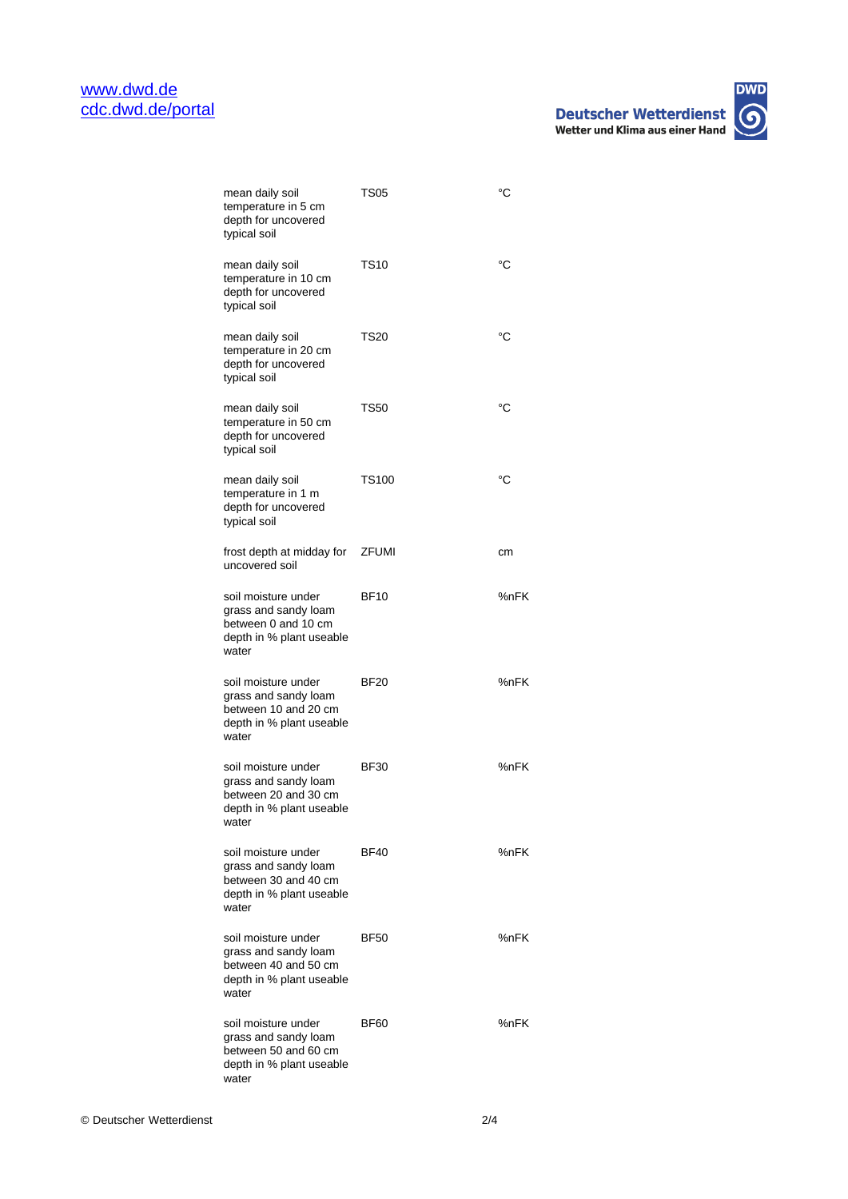| | | |
|---|---|---|
| mean daily soil temperature in 5 cm depth for uncovered typical soil | TS05 | °C |
| mean daily soil temperature in 10 cm depth for uncovered typical soil | TS10 | °C |
| mean daily soil temperature in 20 cm depth for uncovered typical soil | TS20 | °C |
| mean daily soil temperature in 50 cm depth for uncovered typical soil | TS50 | °C |
| mean daily soil temperature in 1 m depth for uncovered typical soil | TS100 | °C |
| frost depth at midday for uncovered soil | ZFUMI | cm |
| soil moisture under grass and sandy loam between 0 and 10 cm depth in % plant useable water | BF10 | %nFK |
| soil moisture under grass and sandy loam between 10 and 20 cm depth in % plant useable water | BF20 | %nFK |
| soil moisture under grass and sandy loam between 20 and 30 cm depth in % plant useable water | BF30 | %nFK |
| soil moisture under grass and sandy loam between 30 and 40 cm depth in % plant useable water | BF40 | %nFK |
| soil moisture under grass and sandy loam between 40 and 50 cm depth in % plant useable water | BF50 | %nFK |
| soil moisture under grass and sandy loam between 50 and 60 cm depth in % plant useable water | BF60 | %nFK |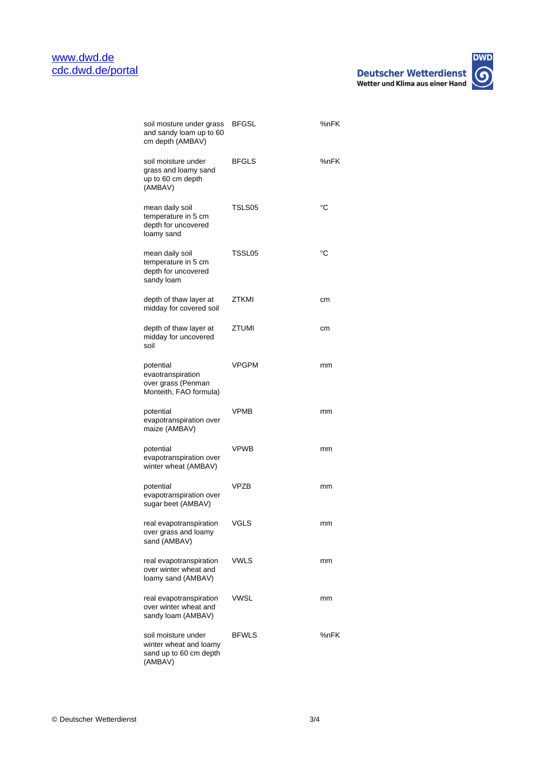| | | |
|---|---|---|
| soil mosture under grass and sandy loam up to 60 cm depth (AMBAV) | BFGSL | %nFK |
| soil moisture under grass and loamy sand up to 60 cm depth (AMBAV) | BFGLS | %nFK |
| mean daily soil temperature in 5 cm depth for uncovered loamy sand | TSLS05 | °C |
| mean daily soil temperature in 5 cm depth for uncovered sandy loam | TSSL05 | °C |
| depth of thaw layer at midday for covered soil | ZTKMI | cm |
| depth of thaw layer at midday for uncovered soil | ZTUMI | cm |
| potential evaotranspiration over grass (Penman Monteith, FAO formula) | VPGPM | mm |
| potential evapotranspiration over maize (AMBAV) | VPMB | mm |
| potential evapotranspiration over winter wheat (AMBAV) | VPWB | mm |
| potential evapotranspiration over sugar beet (AMBAV) | VPZB | mm |
| real evapotranspiration over grass and loamy sand (AMBAV) | VGLS | mm |
| real evapotranspiration over winter wheat and loamy sand (AMBAV) | VWLS | mm |
| real evapotranspiration over winter wheat and sandy loam (AMBAV) | VWSL | mm |
| soil moisture under winter wheat and loamy sand up to 60 cm depth (AMBAV) | BFWLS | %nFK |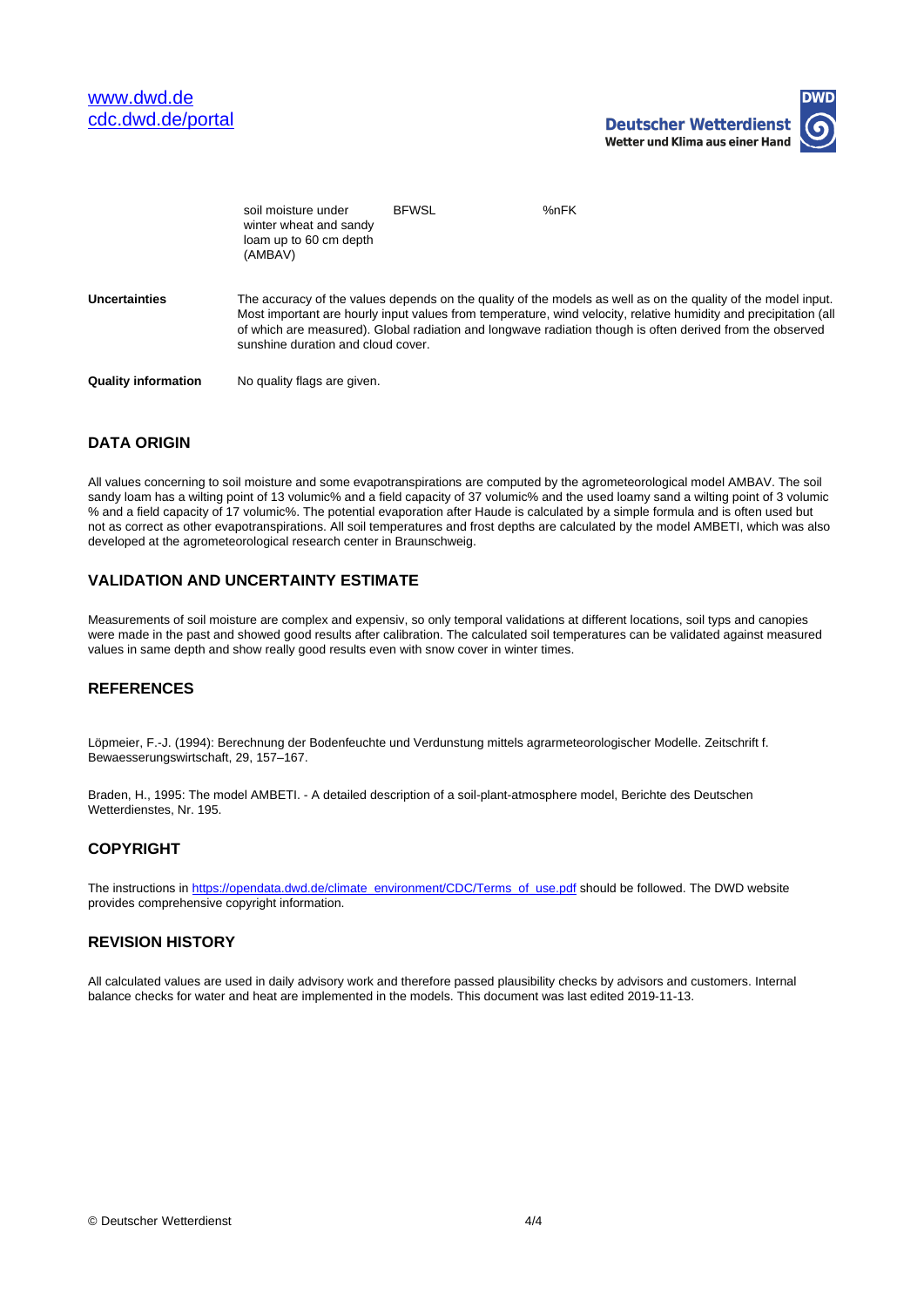| | | | |
|---|---|---|---|
| | soil moisture under winter wheat and sandy loam up to 60 cm depth (AMBAV) | BFWSL | %nFK |

**Uncertainties** The accuracy of the values depends on the quality of the models as well as on the quality of the model input. Most important are hourly input values from temperature, wind velocity, relative humidity and precipitation (all of which are measured). Global radiation and longwave radiation though is often derived from the observed sunshine duration and cloud cover.

**Quality information** No quality flags are given.

## DATA ORIGIN

All values concerning to soil moisture and some evapotranspirations are computed by the agrometeorological model AMBAV. The soil sandy loam has a wilting point of 13 volumic% and a field capacity of 37 volumic% and the used loamy sand a wilting point of 3 volumic % and a field capacity of 17 volumic%. The potential evaporation after Haude is calculated by a simple formula and is often used but not as correct as other evapotranspirations. All soil temperatures and frost depths are calculated by the model AMBETI, which was also developed at the agrometeorological research center in Braunschweig.

## VALIDATION AND UNCERTAINTY ESTIMATE

Measurements of soil moisture are complex and expensiv, so only temporal validations at different locations, soil typs and canopies were made in the past and showed good results after calibration. The calculated soil temperatures can be validated against measured values in same depth and show really good results even with snow cover in winter times.

## REFERENCES

Löpmeier, F.-J. (1994): Berechnung der Bodenfeuchte und Verdunstung mittels agrarmeteorologischer Modelle. Zeitschrift f. Bewaesserungswirtschaft, 29, 157–167.

Braden, H., 1995: The model AMBETI. - A detailed description of a soil-plant-atmosphere model, Berichte des Deutschen Wetterdienstes, Nr. 195.

## COPYRIGHT

The instructions in https://opendata.dwd.de/climate_environment/CDC/Terms_of_use.pdf should be followed. The DWD website provides comprehensive copyright information.

## REVISION HISTORY

All calculated values are used in daily advisory work and therefore passed plausibility checks by advisors and customers. Internal balance checks for water and heat are implemented in the models. This document was last edited 2019-11-13.